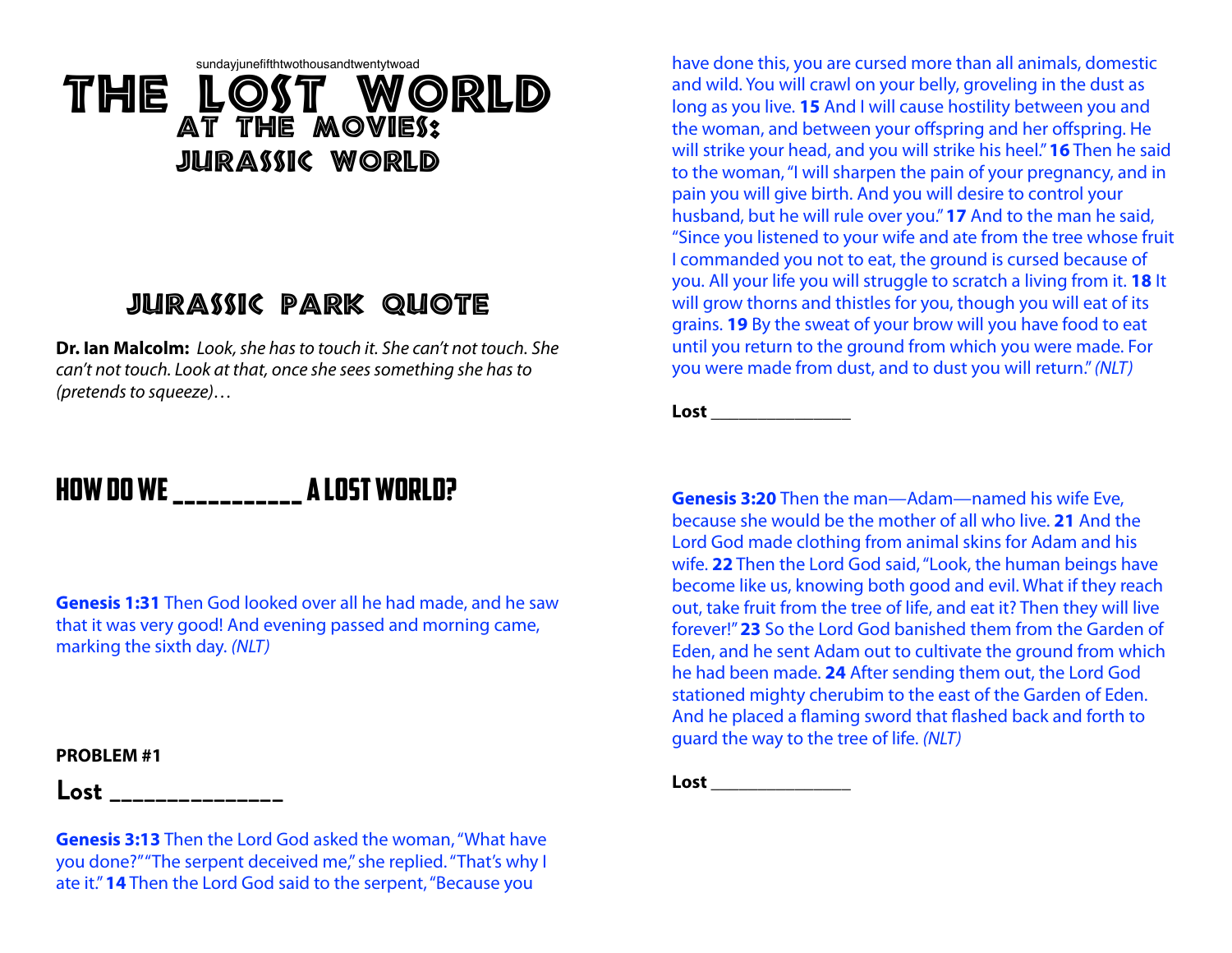sundayjunefifthtwothousandtwentytwoad

# THE LOST WORLD
## AT THE MOVIES: JURASSIC WORLD

## JURASSIC PARK QUOTE

**Dr. Ian Malcolm:** *Look, she has to touch it. She can't not touch. She can't not touch. Look at that, once she sees something she has to (pretends to squeeze)…*

## HOW DO WE __________ A LOST WORLD?

**Genesis 1:31** Then God looked over all he had made, and he saw that it was very good! And evening passed and morning came, marking the sixth day. *(NLT)*

**PROBLEM #1**

**Lost ______________**

**Genesis 3:13** Then the Lord God asked the woman, "What have you done?" "The serpent deceived me," she replied. "That's why I ate it." **14** Then the Lord God said to the serpent, "Because you have done this, you are cursed more than all animals, domestic and wild. You will crawl on your belly, groveling in the dust as long as you live. **15** And I will cause hostility between you and the woman, and between your offspring and her offspring. He will strike your head, and you will strike his heel." **16** Then he said to the woman, "I will sharpen the pain of your pregnancy, and in pain you will give birth. And you will desire to control your husband, but he will rule over you." **17** And to the man he said, "Since you listened to your wife and ate from the tree whose fruit I commanded you not to eat, the ground is cursed because of you. All your life you will struggle to scratch a living from it. **18** It will grow thorns and thistles for you, though you will eat of its grains. **19** By the sweat of your brow will you have food to eat until you return to the ground from which you were made. For you were made from dust, and to dust you will return." *(NLT)*

**Lost ______________**

**Genesis 3:20** Then the man—Adam—named his wife Eve, because she would be the mother of all who live. **21** And the Lord God made clothing from animal skins for Adam and his wife. **22** Then the Lord God said, "Look, the human beings have become like us, knowing both good and evil. What if they reach out, take fruit from the tree of life, and eat it? Then they will live forever!" **23** So the Lord God banished them from the Garden of Eden, and he sent Adam out to cultivate the ground from which he had been made. **24** After sending them out, the Lord God stationed mighty cherubim to the east of the Garden of Eden. And he placed a flaming sword that flashed back and forth to guard the way to the tree of life. *(NLT)*

**Lost ______________**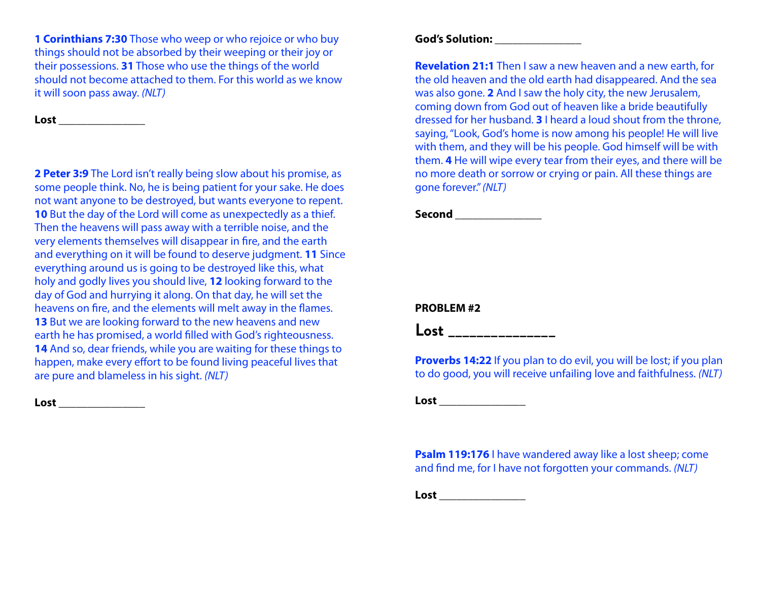**1 Corinthians 7:30** Those who weep or who rejoice or who buy things should not be absorbed by their weeping or their joy or their possessions. **31** Those who use the things of the world should not become attached to them. For this world as we know it will soon pass away. *(NLT)*

**Lost** _______________

**2 Peter 3:9** The Lord isn't really being slow about his promise, as some people think. No, he is being patient for your sake. He does not want anyone to be destroyed, but wants everyone to repent. **10** But the day of the Lord will come as unexpectedly as a thief. Then the heavens will pass away with a terrible noise, and the very elements themselves will disappear in fire, and the earth and everything on it will be found to deserve judgment. **11** Since everything around us is going to be destroyed like this, what holy and godly lives you should live, **12** looking forward to the day of God and hurrying it along. On that day, he will set the heavens on fire, and the elements will melt away in the flames. **13** But we are looking forward to the new heavens and new earth he has promised, a world filled with God's righteousness. **14** And so, dear friends, while you are waiting for these things to happen, make every effort to be found living peaceful lives that are pure and blameless in his sight. *(NLT)*

**Lost** _______________

**God's Solution:** _______________

**Revelation 21:1** Then I saw a new heaven and a new earth, for the old heaven and the old earth had disappeared. And the sea was also gone. **2** And I saw the holy city, the new Jerusalem, coming down from God out of heaven like a bride beautifully dressed for her husband. **3** I heard a loud shout from the throne, saying, "Look, God's home is now among his people! He will live with them, and they will be his people. God himself will be with them. **4** He will wipe every tear from their eyes, and there will be no more death or sorrow or crying or pain. All these things are gone forever." *(NLT)*

**Second** _______________

**PROBLEM #2**

## Lost _______________

**Proverbs 14:22** If you plan to do evil, you will be lost; if you plan to do good, you will receive unfailing love and faithfulness. *(NLT)*

**Lost** _______________

**Psalm 119:176** I have wandered away like a lost sheep; come and find me, for I have not forgotten your commands. *(NLT)*

**Lost** _______________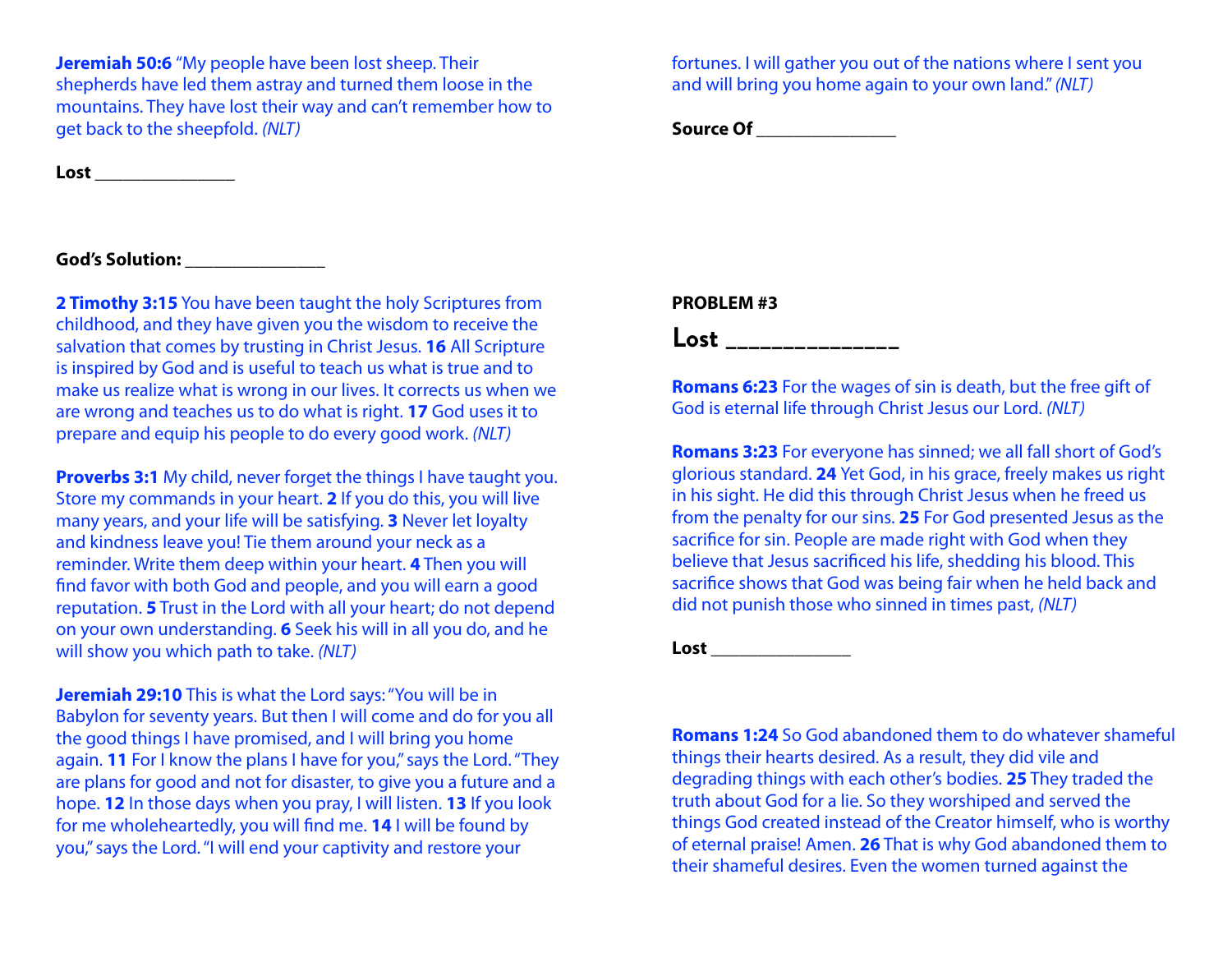**Jeremiah 50:6** "My people have been lost sheep. Their shepherds have led them astray and turned them loose in the mountains. They have lost their way and can't remember how to get back to the sheepfold. *(NLT)*

**Lost ________________**

**God's Solution: ________________**

**2 Timothy 3:15** You have been taught the holy Scriptures from childhood, and they have given you the wisdom to receive the salvation that comes by trusting in Christ Jesus. **16** All Scripture is inspired by God and is useful to teach us what is true and to make us realize what is wrong in our lives. It corrects us when we are wrong and teaches us to do what is right. **17** God uses it to prepare and equip his people to do every good work. *(NLT)*

**Proverbs 3:1** My child, never forget the things I have taught you. Store my commands in your heart. **2** If you do this, you will live many years, and your life will be satisfying. **3** Never let loyalty and kindness leave you! Tie them around your neck as a reminder. Write them deep within your heart. **4** Then you will find favor with both God and people, and you will earn a good reputation. **5** Trust in the Lord with all your heart; do not depend on your own understanding. **6** Seek his will in all you do, and he will show you which path to take. *(NLT)*

**Jeremiah 29:10** This is what the Lord says: "You will be in Babylon for seventy years. But then I will come and do for you all the good things I have promised, and I will bring you home again. **11** For I know the plans I have for you," says the Lord. "They are plans for good and not for disaster, to give you a future and a hope. **12** In those days when you pray, I will listen. **13** If you look for me wholeheartedly, you will find me. **14** I will be found by you," says the Lord. "I will end your captivity and restore your fortunes. I will gather you out of the nations where I sent you and will bring you home again to your own land." *(NLT)*

**Source Of ________________**

**PROBLEM #3**

## Lost ________________

**Romans 6:23** For the wages of sin is death, but the free gift of God is eternal life through Christ Jesus our Lord. *(NLT)*

**Romans 3:23** For everyone has sinned; we all fall short of God's glorious standard. **24** Yet God, in his grace, freely makes us right in his sight. He did this through Christ Jesus when he freed us from the penalty for our sins. **25** For God presented Jesus as the sacrifice for sin. People are made right with God when they believe that Jesus sacrificed his life, shedding his blood. This sacrifice shows that God was being fair when he held back and did not punish those who sinned in times past, *(NLT)*

**Lost ________________**

**Romans 1:24** So God abandoned them to do whatever shameful things their hearts desired. As a result, they did vile and degrading things with each other's bodies. **25** They traded the truth about God for a lie. So they worshiped and served the things God created instead of the Creator himself, who is worthy of eternal praise! Amen. **26** That is why God abandoned them to their shameful desires. Even the women turned against the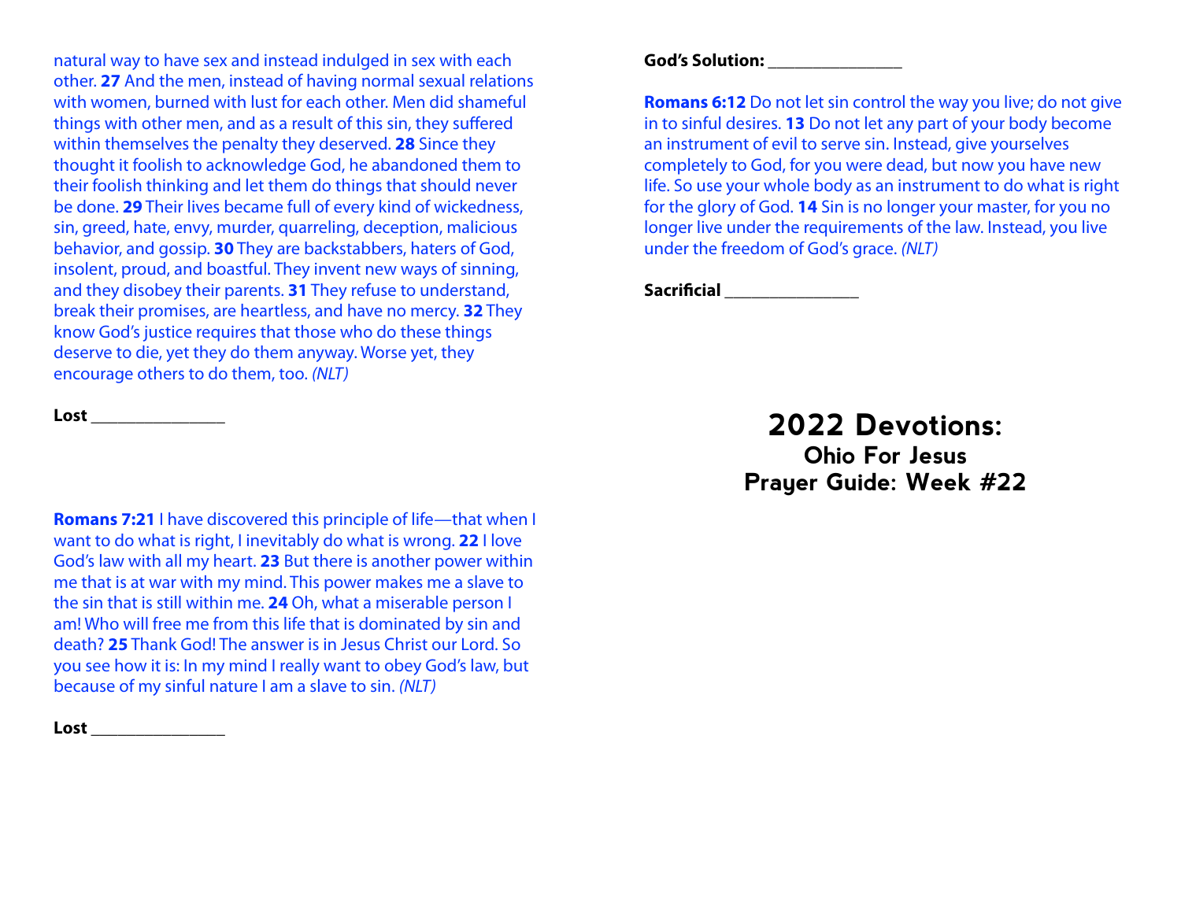natural way to have sex and instead indulged in sex with each other. **27** And the men, instead of having normal sexual relations with women, burned with lust for each other. Men did shameful things with other men, and as a result of this sin, they suffered within themselves the penalty they deserved. **28** Since they thought it foolish to acknowledge God, he abandoned them to their foolish thinking and let them do things that should never be done. **29** Their lives became full of every kind of wickedness, sin, greed, hate, envy, murder, quarreling, deception, malicious behavior, and gossip. **30** They are backstabbers, haters of God, insolent, proud, and boastful. They invent new ways of sinning, and they disobey their parents. **31** They refuse to understand, break their promises, are heartless, and have no mercy. **32** They know God's justice requires that those who do these things deserve to die, yet they do them anyway. Worse yet, they encourage others to do them, too. *(NLT)*

**Lost** _______________

**Romans 7:21** I have discovered this principle of life—that when I want to do what is right, I inevitably do what is wrong. **22** I love God's law with all my heart. **23** But there is another power within me that is at war with my mind. This power makes me a slave to the sin that is still within me. **24** Oh, what a miserable person I am! Who will free me from this life that is dominated by sin and death? **25** Thank God! The answer is in Jesus Christ our Lord. So you see how it is: In my mind I really want to obey God's law, but because of my sinful nature I am a slave to sin. *(NLT)*

**Lost** _______________

**God's Solution:** _______________

**Romans 6:12** Do not let sin control the way you live; do not give in to sinful desires. **13** Do not let any part of your body become an instrument of evil to serve sin. Instead, give yourselves completely to God, for you were dead, but now you have new life. So use your whole body as an instrument to do what is right for the glory of God. **14** Sin is no longer your master, for you no longer live under the requirements of the law. Instead, you live under the freedom of God's grace. *(NLT)*

**Sacrificial** _______________

# 2022 Devotions:
## Ohio For Jesus
## Prayer Guide: Week #22